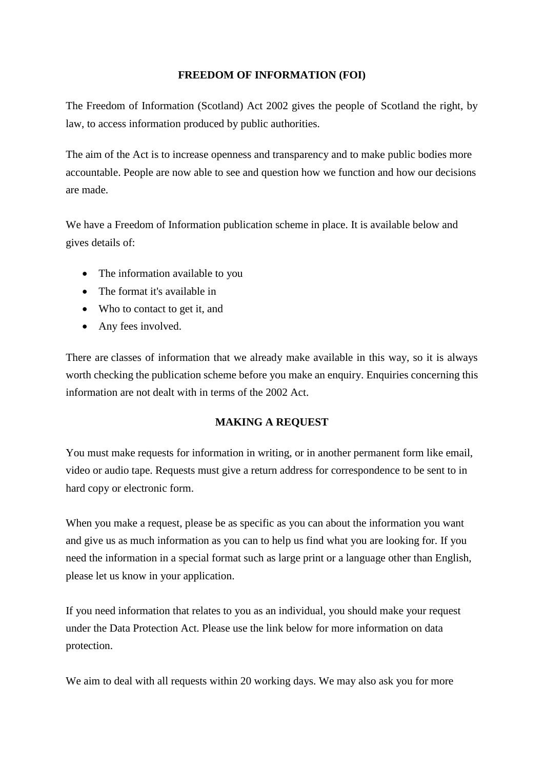## FREEDOM OF INFORMATION (FOI)

The Freedom of Information (Scotland) Act 2002 gives the people of Scotland the right, by law, to access information produced by public authorities.

The aim of the Act is to increase openness and transparency and to make public bodies more accountable. People are now able to see and question how we function and how our decisions are made.

We have a Freedom of Information publication scheme in place. It is available below and gives details of:

- The information available to you
- The format it's available in
- Who to contact to get it, and
- Any fees involved.

There are classes of information that we already make available in this way, so it is always worth checking the publication scheme before you make an enquiry. Enquiries concerning this information are not dealt with in terms of the 2002 Act.

## MAKING A REQUEST

You must make requests for information in writing, or in another permanent form like email, video or audio tape. Requests must give a return address for correspondence to be sent to in hard copy or electronic form.

When you make a request, please be as specific as you can about the information you want and give us as much information as you can to help us find what you are looking for. If you need the information in a special format such as large print or a language other than English, please let us know in your application.

If you need information that relates to you as an individual, you should make your request under the Data Protection Act. Please use the link below for more information on data protection.

We aim to deal with all requests within 20 working days. We may also ask you for more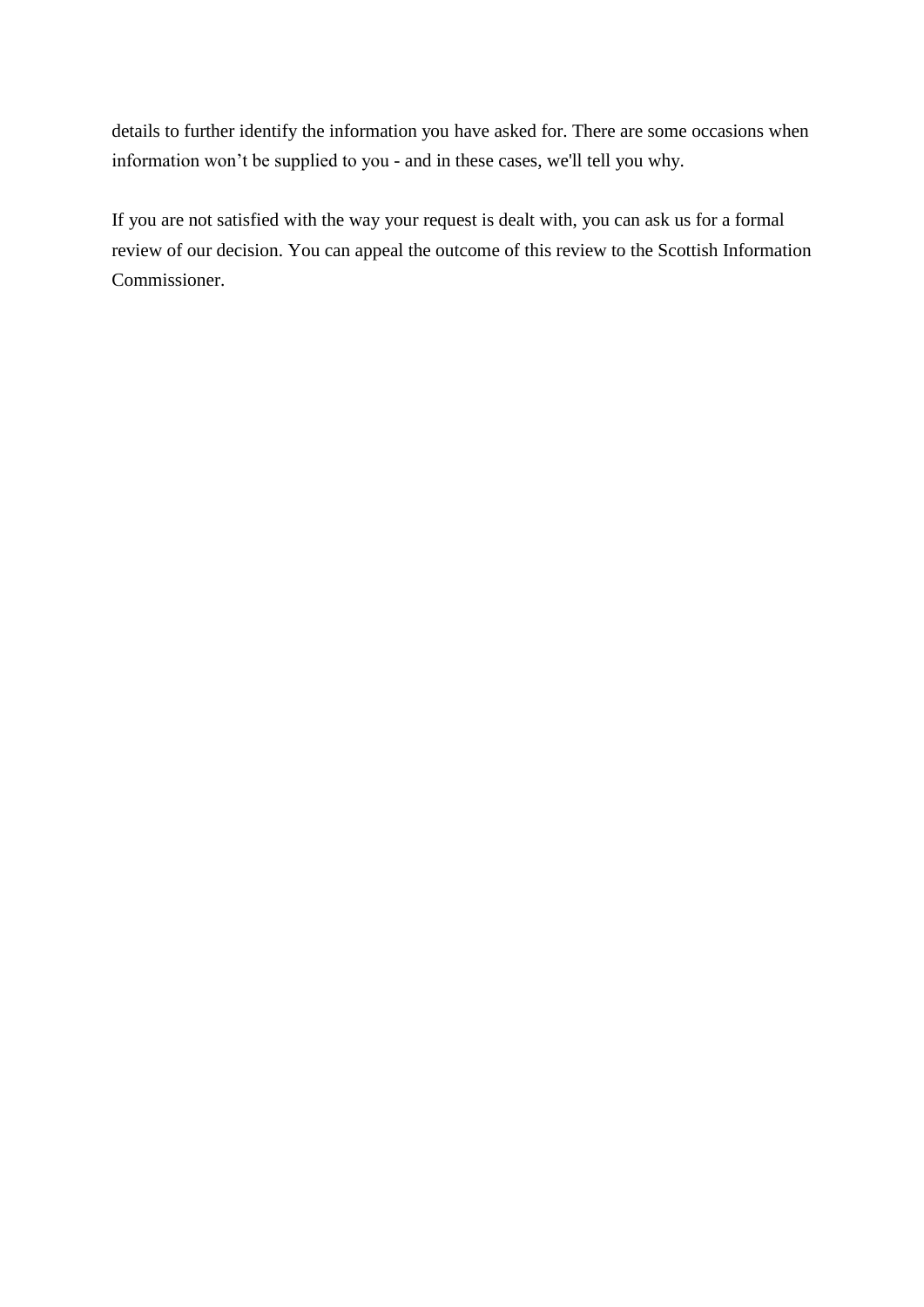details to further identify the information you have asked for. There are some occasions when information won't be supplied to you - and in these cases, we'll tell you why.

If you are not satisfied with the way your request is dealt with, you can ask us for a formal review of our decision. You can appeal the outcome of this review to the Scottish Information Commissioner.